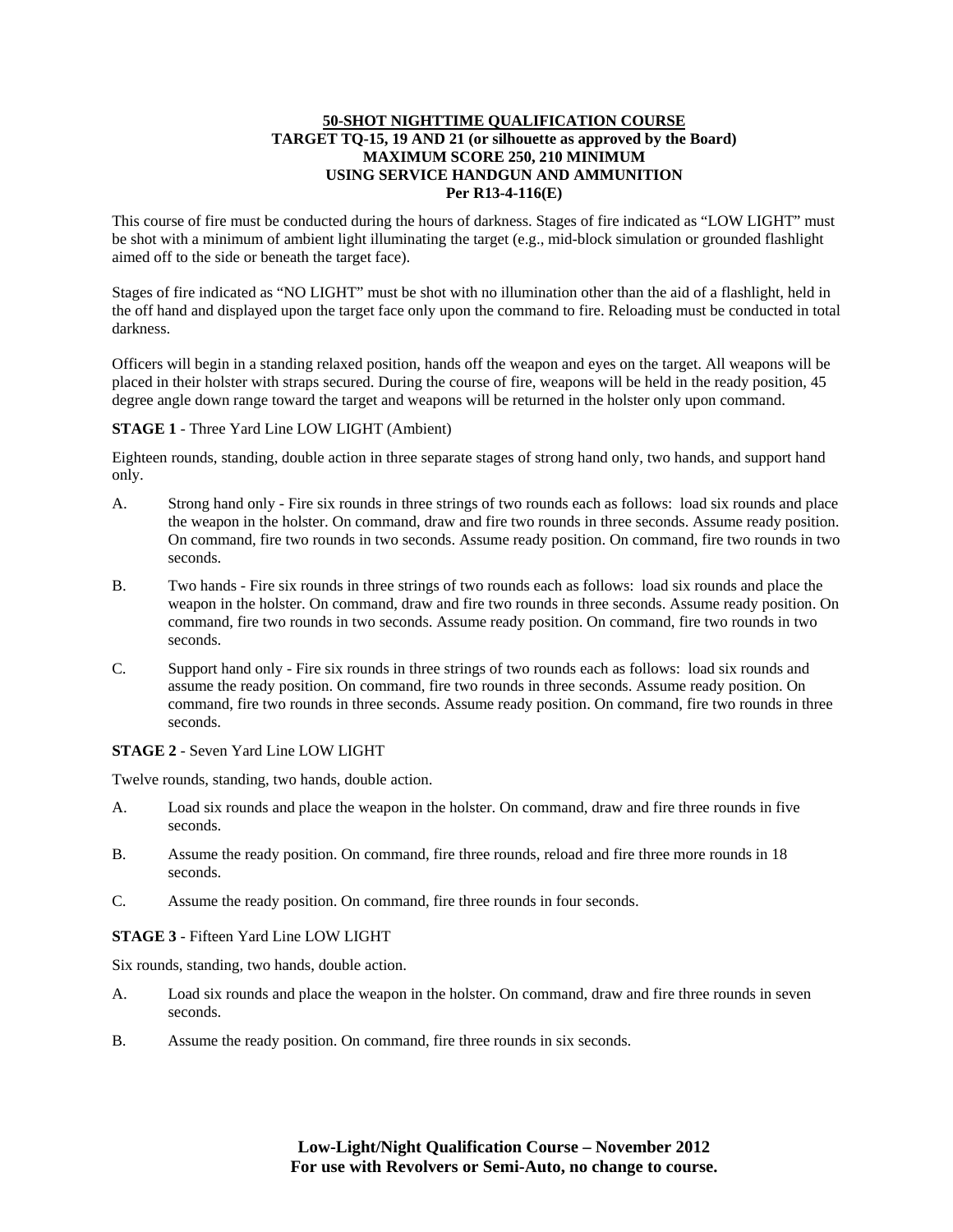# 50-SHOT NIGHTTIME QUALIFICATION COURSE

**TARGET TQ-15, 19 AND 21 (or silhouette as approved by the Board)**
**MAXIMUM SCORE 250, 210 MINIMUM**
**USING SERVICE HANDGUN AND AMMUNITION**
**Per R13-4-116(E)**

This course of fire must be conducted during the hours of darkness. Stages of fire indicated as "LOW LIGHT" must be shot with a minimum of ambient light illuminating the target (e.g., mid-block simulation or grounded flashlight aimed off to the side or beneath the target face).

Stages of fire indicated as "NO LIGHT" must be shot with no illumination other than the aid of a flashlight, held in the off hand and displayed upon the target face only upon the command to fire. Reloading must be conducted in total darkness.

Officers will begin in a standing relaxed position, hands off the weapon and eyes on the target. All weapons will be placed in their holster with straps secured. During the course of fire, weapons will be held in the ready position, 45 degree angle down range toward the target and weapons will be returned in the holster only upon command.

**STAGE 1** - Three Yard Line LOW LIGHT (Ambient)

Eighteen rounds, standing, double action in three separate stages of strong hand only, two hands, and support hand only.

A. Strong hand only - Fire six rounds in three strings of two rounds each as follows: load six rounds and place the weapon in the holster. On command, draw and fire two rounds in three seconds. Assume ready position. On command, fire two rounds in two seconds. Assume ready position. On command, fire two rounds in two seconds.

B. Two hands - Fire six rounds in three strings of two rounds each as follows: load six rounds and place the weapon in the holster. On command, draw and fire two rounds in three seconds. Assume ready position. On command, fire two rounds in two seconds. Assume ready position. On command, fire two rounds in two seconds.

C. Support hand only - Fire six rounds in three strings of two rounds each as follows: load six rounds and assume the ready position. On command, fire two rounds in three seconds. Assume ready position. On command, fire two rounds in three seconds. Assume ready position. On command, fire two rounds in three seconds.

**STAGE 2** - Seven Yard Line LOW LIGHT

Twelve rounds, standing, two hands, double action.

A. Load six rounds and place the weapon in the holster. On command, draw and fire three rounds in five seconds.

B. Assume the ready position. On command, fire three rounds, reload and fire three more rounds in 18 seconds.

C. Assume the ready position. On command, fire three rounds in four seconds.

**STAGE 3** - Fifteen Yard Line LOW LIGHT

Six rounds, standing, two hands, double action.

A. Load six rounds and place the weapon in the holster. On command, draw and fire three rounds in seven seconds.

B. Assume the ready position. On command, fire three rounds in six seconds.

**Low-Light/Night Qualification Course – November 2012**
**For use with Revolvers or Semi-Auto, no change to course.**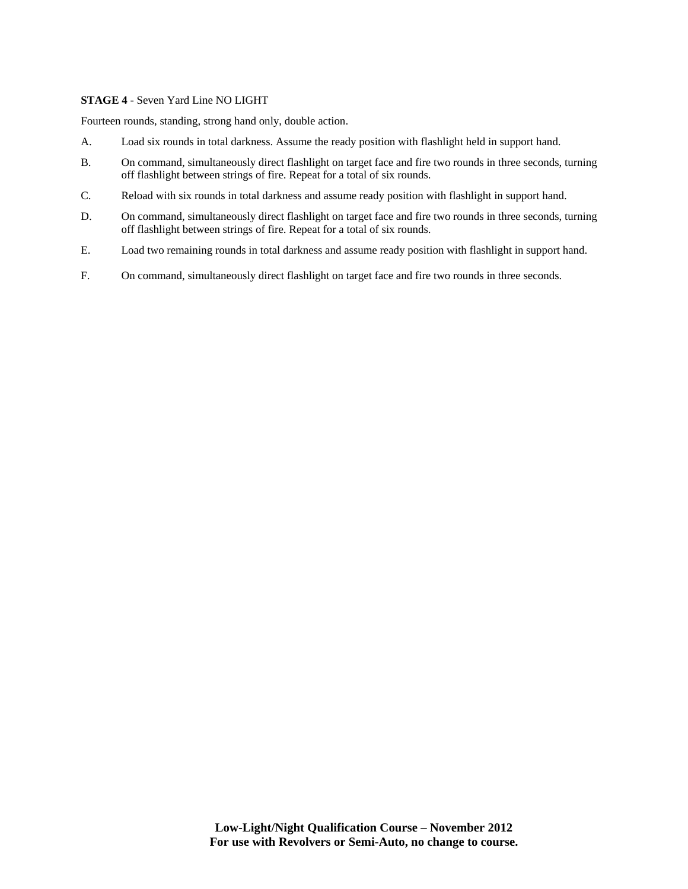**STAGE 4** - Seven Yard Line NO LIGHT

Fourteen rounds, standing, strong hand only, double action.

A. Load six rounds in total darkness. Assume the ready position with flashlight held in support hand.

B. On command, simultaneously direct flashlight on target face and fire two rounds in three seconds, turning off flashlight between strings of fire. Repeat for a total of six rounds.

C. Reload with six rounds in total darkness and assume ready position with flashlight in support hand.

D. On command, simultaneously direct flashlight on target face and fire two rounds in three seconds, turning off flashlight between strings of fire. Repeat for a total of six rounds.

E. Load two remaining rounds in total darkness and assume ready position with flashlight in support hand.

F. On command, simultaneously direct flashlight on target face and fire two rounds in three seconds.